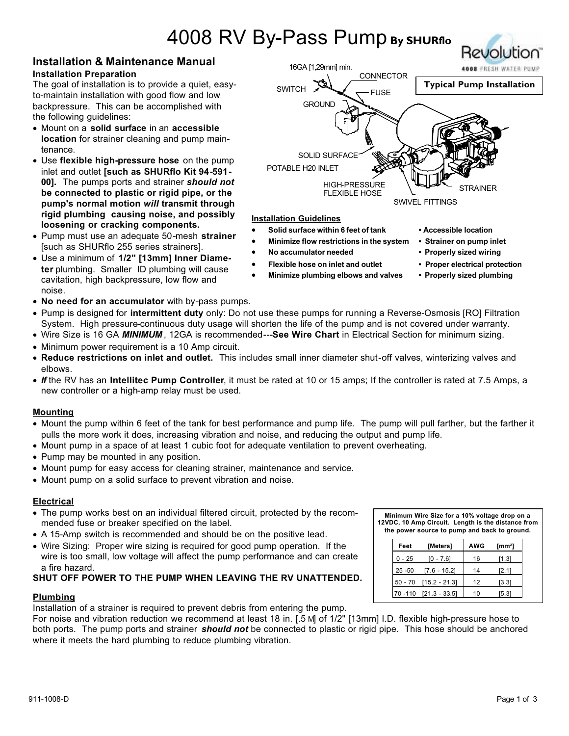# 4008 RV By-Pass Pump By SHURflo

## Installation & Maintenance Manual

### Installation Preparation

The goal of installation is to provide a quiet, easy-to-maintain installation with good flow and low backpressure. This can be accomplished with the following guidelines:

- Mount on a **solid surface** in an **accessible location** for strainer cleaning and pump maintenance.
- Use **flexible high-pressure hose** on the pump inlet and outlet **[such as SHURflo Kit 94-591-00]. The pumps ports and strainer *should not* be connected to plastic or rigid pipe, or the pump's normal motion *will* transmit through rigid plumbing causing noise, and possibly loosening or cracking components.**
- Pump must use an adequate 50-mesh **strainer** [such as SHURflo 255 series strainers].
- Use a minimum of **1/2" [13mm] Inner Diameter** plumbing. Smaller ID plumbing will cause cavitation, high backpressure, low flow and noise.
- **No need for an accumulator** with by-pass pumps.
- Pump is designed for **intermittent duty** only: Do not use these pumps for running a Reverse-Osmosis [RO] Filtration System. High pressure-continuous duty usage will shorten the life of the pump and is not covered under warranty.
- Wire Size is 16 GA ***MINIMUM***, 12GA is recommended---**See Wire Chart** in Electrical Section for minimum sizing.
- Minimum power requirement is a 10 Amp circuit.
- **Reduce restrictions on inlet and outlet.** This includes small inner diameter shut-off valves, winterizing valves and elbows.
- ***If*** the RV has an **Intellitec Pump Controller**, it must be rated at 10 or 15 amps; If the controller is rated at 7.5 Amps, a new controller or a high-amp relay must be used.

**Typical Pump Installation**

16GA [1,29mm] min. · SWITCH · CONNECTOR · FUSE · GROUND · SOLID SURFACE · POTABLE H20 INLET · HIGH-PRESSURE FLEXIBLE HOSE · SWIVEL FITTINGS · STRAINER

### Installation Guidelines

- **Solid surface within 6 feet of tank**
- **Minimize flow restrictions in the system**
- **No accumulator needed**
- **Flexible hose on inlet and outlet**
- **Minimize plumbing elbows and valves**
- **Accessible location**
- **Strainer on pump inlet**
- **Properly sized wiring**
- **Proper electrical protection**
- **Properly sized plumbing**

### Mounting

- Mount the pump within 6 feet of the tank for best performance and pump life. The pump will pull farther, but the farther it pulls the more work it does, increasing vibration and noise, and reducing the output and pump life.
- Mount pump in a space of at least 1 cubic foot for adequate ventilation to prevent overheating.
- Pump may be mounted in any position.
- Mount pump for easy access for cleaning strainer, maintenance and service.
- Mount pump on a solid surface to prevent vibration and noise.

### Electrical

- The pump works best on an individual filtered circuit, protected by the recommended fuse or breaker specified on the label.
- A 15-Amp switch is recommended and should be on the positive lead.
- Wire Sizing: Proper wire sizing is required for good pump operation. If the wire is too small, low voltage will affect the pump performance and can create a fire hazard.

**SHUT OFF POWER TO THE PUMP WHEN LEAVING THE RV UNATTENDED.**

**Minimum Wire Size for a 10% voltage drop on a 12VDC, 10 Amp Circuit. Length is the distance from the power source to pump and back to ground.**

| Feet | [Meters] | AWG | [mm²] |
|---|---|---|---|
| 0 - 25 | [0 - 7.6] | 16 | [1.3] |
| 25 -50 | [7.6 - 15.2] | 14 | [2.1] |
| 50 - 70 | [15.2 - 21.3] | 12 | [3.3] |
| 70 -110 | [21.3 - 33.5] | 10 | [5.3] |

### Plumbing

Installation of a strainer is required to prevent debris from entering the pump.

For noise and vibration reduction we recommend at least 18 in. [.5 M] of 1/2" [13mm] I.D. flexible high-pressure hose to both ports. The pump ports and strainer ***should not*** be connected to plastic or rigid pipe. This hose should be anchored where it meets the hard plumbing to reduce plumbing vibration.

911-1008-D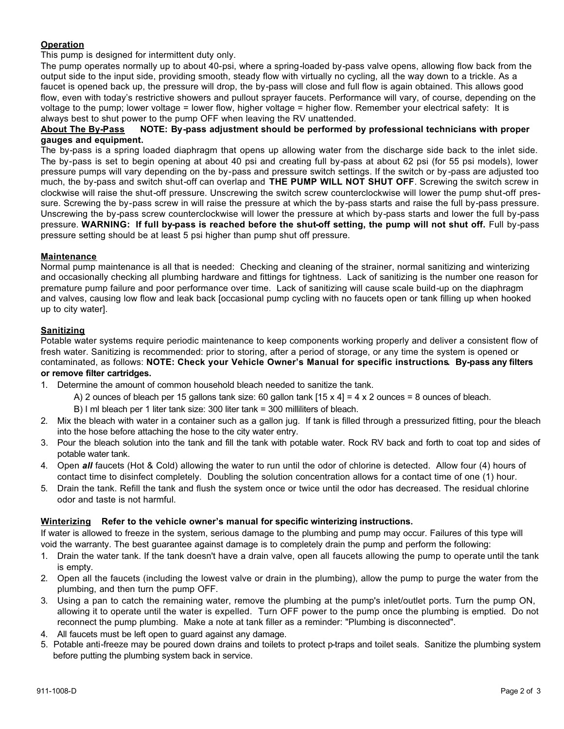**Operation**

This pump is designed for intermittent duty only.

The pump operates normally up to about 40-psi, where a spring-loaded by-pass valve opens, allowing flow back from the output side to the input side, providing smooth, steady flow with virtually no cycling, all the way down to a trickle. As a faucet is opened back up, the pressure will drop, the by-pass will close and full flow is again obtained. This allows good flow, even with today's restrictive showers and pullout sprayer faucets. Performance will vary, of course, depending on the voltage to the pump; lower voltage = lower flow, higher voltage = higher flow. Remember your electrical safety: It is always best to shut power to the pump OFF when leaving the RV unattended.

**About The By-Pass** **NOTE: By-pass adjustment should be performed by professional technicians with proper gauges and equipment.**

The by-pass is a spring loaded diaphragm that opens up allowing water from the discharge side back to the inlet side. The by-pass is set to begin opening at about 40 psi and creating full by-pass at about 62 psi (for 55 psi models), lower pressure pumps will vary depending on the by-pass and pressure switch settings. If the switch or by-pass are adjusted too much, the by-pass and switch shut-off can overlap and **THE PUMP WILL NOT SHUT OFF**. Screwing the switch screw in clockwise will raise the shut-off pressure. Unscrewing the switch screw counterclockwise will lower the pump shut-off pressure. Screwing the by-pass screw in will raise the pressure at which the by-pass starts and raise the full by-pass pressure. Unscrewing the by-pass screw counterclockwise will lower the pressure at which by-pass starts and lower the full by-pass pressure. **WARNING: If full by-pass is reached before the shut-off setting, the pump will not shut off.** Full by-pass pressure setting should be at least 5 psi higher than pump shut off pressure.

**Maintenance**

Normal pump maintenance is all that is needed: Checking and cleaning of the strainer, normal sanitizing and winterizing and occasionally checking all plumbing hardware and fittings for tightness. Lack of sanitizing is the number one reason for premature pump failure and poor performance over time. Lack of sanitizing will cause scale build-up on the diaphragm and valves, causing low flow and leak back [occasional pump cycling with no faucets open or tank filling up when hooked up to city water].

**Sanitizing**

Potable water systems require periodic maintenance to keep components working properly and deliver a consistent flow of fresh water. Sanitizing is recommended: prior to storing, after a period of storage, or any time the system is opened or contaminated, as follows: **NOTE: Check your Vehicle Owner's Manual for specific instructions. By-pass any filters or remove filter cartridges.**

1. Determine the amount of common household bleach needed to sanitize the tank.
   A) 2 ounces of bleach per 15 gallons tank size: 60 gallon tank [15 x 4] = 4 x 2 ounces = 8 ounces of bleach.
   B) I ml bleach per 1 liter tank size: 300 liter tank = 300 milliliters of bleach.
2. Mix the bleach with water in a container such as a gallon jug. If tank is filled through a pressurized fitting, pour the bleach into the hose before attaching the hose to the city water entry.
3. Pour the bleach solution into the tank and fill the tank with potable water. Rock RV back and forth to coat top and sides of potable water tank.
4. Open ***all*** faucets (Hot & Cold) allowing the water to run until the odor of chlorine is detected. Allow four (4) hours of contact time to disinfect completely. Doubling the solution concentration allows for a contact time of one (1) hour.
5. Drain the tank. Refill the tank and flush the system once or twice until the odor has decreased. The residual chlorine odor and taste is not harmful.

**Winterizing** **Refer to the vehicle owner's manual for specific winterizing instructions.**

If water is allowed to freeze in the system, serious damage to the plumbing and pump may occur. Failures of this type will void the warranty. The best guarantee against damage is to completely drain the pump and perform the following:

1. Drain the water tank. If the tank doesn't have a drain valve, open all faucets allowing the pump to operate until the tank is empty.
2. Open all the faucets (including the lowest valve or drain in the plumbing), allow the pump to purge the water from the plumbing, and then turn the pump OFF.
3. Using a pan to catch the remaining water, remove the plumbing at the pump's inlet/outlet ports. Turn the pump ON, allowing it to operate until the water is expelled. Turn OFF power to the pump once the plumbing is emptied. Do not reconnect the pump plumbing. Make a note at tank filler as a reminder: "Plumbing is disconnected".
4. All faucets must be left open to guard against any damage.
5. Potable anti-freeze may be poured down drains and toilets to protect p-traps and toilet seals. Sanitize the plumbing system before putting the plumbing system back in service.

911-1008-D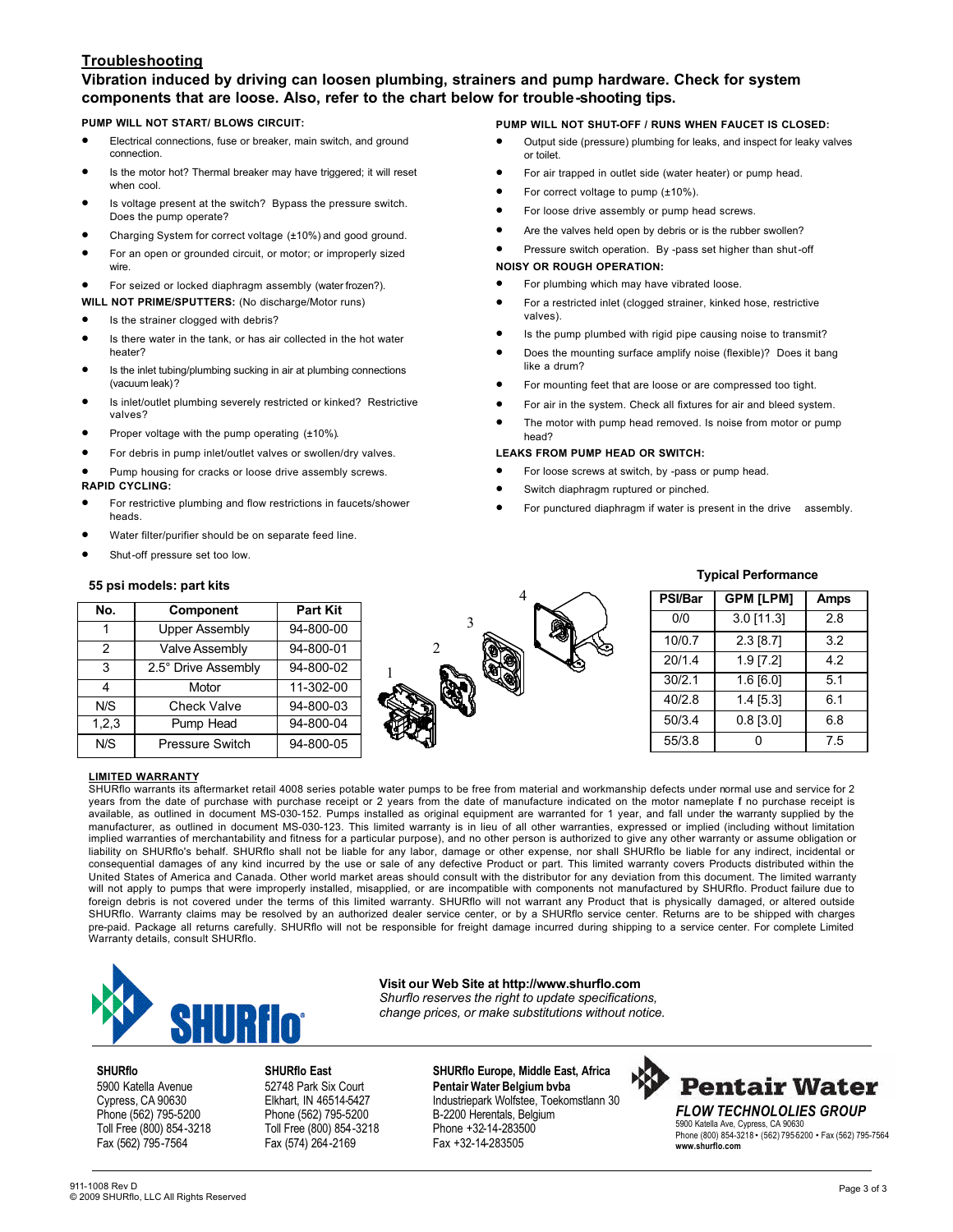## Troubleshooting

### Vibration induced by driving can loosen plumbing, strainers and pump hardware. Check for system components that are loose. Also, refer to the chart below for trouble-shooting tips.

**PUMP WILL NOT START/ BLOWS CIRCUIT:**

- Electrical connections, fuse or breaker, main switch, and ground connection.
- Is the motor hot? Thermal breaker may have triggered; it will reset when cool.
- Is voltage present at the switch? Bypass the pressure switch. Does the pump operate?
- Charging System for correct voltage (±10%) and good ground.
- For an open or grounded circuit, or motor; or improperly sized wire.
- For seized or locked diaphragm assembly (water frozen?).

**WILL NOT PRIME/SPUTTERS:** (No discharge/Motor runs)

- Is the strainer clogged with debris?
- Is there water in the tank, or has air collected in the hot water heater?
- Is the inlet tubing/plumbing sucking in air at plumbing connections (vacuum leak)?
- Is inlet/outlet plumbing severely restricted or kinked? Restrictive valves?
- Proper voltage with the pump operating (±10%).
- For debris in pump inlet/outlet valves or swollen/dry valves.
- Pump housing for cracks or loose drive assembly screws.

**RAPID CYCLING:**

- For restrictive plumbing and flow restrictions in faucets/shower heads.
- Water filter/purifier should be on separate feed line.
- Shut-off pressure set too low.

**PUMP WILL NOT SHUT-OFF / RUNS WHEN FAUCET IS CLOSED:**

- Output side (pressure) plumbing for leaks, and inspect for leaky valves or toilet.
- For air trapped in outlet side (water heater) or pump head.
- For correct voltage to pump (±10%).
- For loose drive assembly or pump head screws.
- Are the valves held open by debris or is the rubber swollen?
- Pressure switch operation. By-pass set higher than shut-off

**NOISY OR ROUGH OPERATION:**

- For plumbing which may have vibrated loose.
- For a restricted inlet (clogged strainer, kinked hose, restrictive valves).
- Is the pump plumbed with rigid pipe causing noise to transmit?
- Does the mounting surface amplify noise (flexible)? Does it bang like a drum?
- For mounting feet that are loose or are compressed too tight.
- For air in the system. Check all fixtures for air and bleed system.
- The motor with pump head removed. Is noise from motor or pump head?

**LEAKS FROM PUMP HEAD OR SWITCH:**

- For loose screws at switch, by-pass or pump head.
- Switch diaphragm ruptured or pinched.
- For punctured diaphragm if water is present in the drive assembly.

**55 psi models: part kits**

| No. | Component | Part Kit |
|---|---|---|
| 1 | Upper Assembly | 94-800-00 |
| 2 | Valve Assembly | 94-800-01 |
| 3 | 2.5° Drive Assembly | 94-800-02 |
| 4 | Motor | 11-302-00 |
| N/S | Check Valve | 94-800-03 |
| 1,2,3 | Pump Head | 94-800-04 |
| N/S | Pressure Switch | 94-800-05 |

**Typical Performance**

| PSI/Bar | GPM [LPM] | Amps |
|---|---|---|
| 0/0 | 3.0 [11.3] | 2.8 |
| 10/0.7 | 2.3 [8.7] | 3.2 |
| 20/1.4 | 1.9 [7.2] | 4.2 |
| 30/2.1 | 1.6 [6.0] | 5.1 |
| 40/2.8 | 1.4 [5.3] | 6.1 |
| 50/3.4 | 0.8 [3.0] | 6.8 |
| 55/3.8 | 0 | 7.5 |

**LIMITED WARRANTY**

SHURflo warrants its aftermarket retail 4008 series potable water pumps to be free from material and workmanship defects under normal use and service for 2 years from the date of purchase with purchase receipt or 2 years from the date of manufacture indicated on the motor nameplate if no purchase receipt is available, as outlined in document MS-030-152. Pumps installed as original equipment are warranted for 1 year, and fall under the warranty supplied by the manufacturer, as outlined in document MS-030-123. This limited warranty is in lieu of all other warranties, expressed or implied (including without limitation implied warranties of merchantability and fitness for a particular purpose), and no other person is authorized to give any other warranty or assume obligation or liability on SHURflo's behalf. SHURflo shall not be liable for any labor, damage or other expense, nor shall SHURflo be liable for any indirect, incidental or consequential damages of any kind incurred by the use or sale of any defective Product or part. This limited warranty covers Products distributed within the United States of America and Canada. Other world market areas should consult with the distributor for any deviation from this document. The limited warranty will not apply to pumps that were improperly installed, misapplied, or are incompatible with components not manufactured by SHURflo. Product failure due to foreign debris is not covered under the terms of this limited warranty. SHURflo will not warrant any Product that is physically damaged, or altered outside SHURflo. Warranty claims may be resolved by an authorized dealer service center, or by a SHURflo service center. Returns are to be shipped with charges pre-paid. Package all returns carefully. SHURflo will not be responsible for freight damage incurred during shipping to a service center. For complete Limited Warranty details, consult SHURflo.

**Visit our Web Site at http://www.shurflo.com**
*Shurflo reserves the right to update specifications, change prices, or make substitutions without notice.*

**SHURflo**
5900 Katella Avenue
Cypress, CA 90630
Phone (562) 795-5200
Toll Free (800) 854-3218
Fax (562) 795-7564

**SHURflo East**
52748 Park Six Court
Elkhart, IN 46514-5427
Phone (562) 795-5200
Toll Free (800) 854-3218
Fax (574) 264-2169

**SHURflo Europe, Middle East, Africa**
**Pentair Water Belgium bvba**
Industriepark Wolfstee, Toekomstlaan 30
B-2200 Herentals, Belgium
Phone +32-14-283500
Fax +32-14-283505

**Pentair Water**
*FLOW TECHNOLOGIES GROUP*
5900 Katella Ave, Cypress, CA 90630
Phone (800) 854-3218 • (562) 795-5200 • Fax (562) 795-7564
**www.shurflo.com**

911-1008 Rev D
© 2009 SHURflo, LLC All Rights Reserved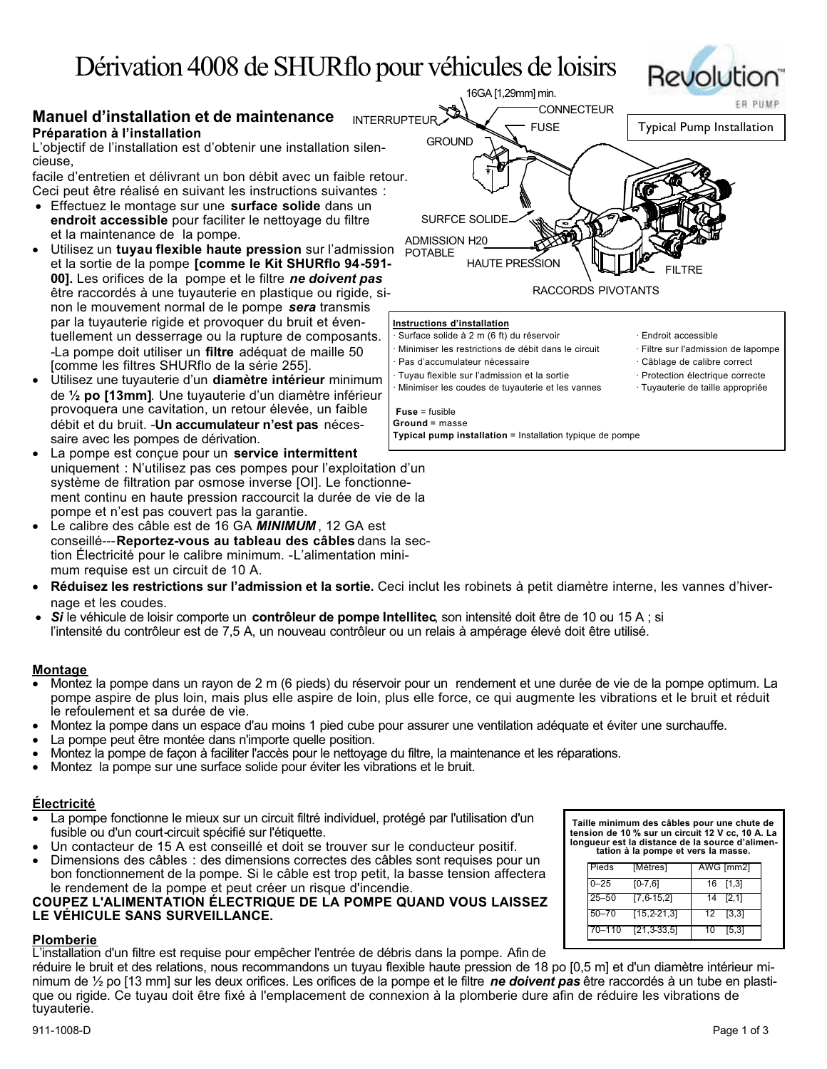# Dérivation 4008 de SHURflo pour véhicules de loisirs

## Manuel d'installation et de maintenance

### Préparation à l'installation

L'objectif de l'installation est d'obtenir une installation silencieuse,
facile d'entretien et délivrant un bon débit avec un faible retour. Ceci peut être réalisé en suivant les instructions suivantes :

- Effectuez le montage sur une **surface solide** dans un **endroit accessible** pour faciliter le nettoyage du filtre et la maintenance de la pompe.
- Utilisez un **tuyau flexible haute pression** sur l'admission et la sortie de la pompe **[comme le Kit SHURflo 94-591-00].** Les orifices de la pompe et le filtre ***ne doivent pas*** être raccordés à une tuyauterie en plastique ou rigide, sinon le mouvement normal de le pompe ***sera*** transmis par la tuyauterie rigide et provoquer du bruit et éventuellement un desserrage ou la rupture de composants. -La pompe doit utiliser un **filtre** adéquat de maille 50 [comme les filtres SHURflo de la série 255].
- Utilisez une tuyauterie d'un **diamètre intérieur** minimum de **½ po [13mm]**. Une tuyauterie d'un diamètre inférieur provoquera une cavitation, un retour élevée, un faible débit et du bruit. -**Un accumulateur n'est pas** nécessaire avec les pompes de dérivation.
- La pompe est conçue pour un **service intermittent** uniquement : N'utilisez pas ces pompes pour l'exploitation d'un système de filtration par osmose inverse [OI]. Le fonctionnement continu en haute pression raccourcit la durée de vie de la pompe et n'est pas couvert pas la garantie.
- Le calibre des câble est de 16 GA ***MINIMUM***, 12 GA est conseillé---**Reportez-vous au tableau des câbles** dans la section Électricité pour le calibre minimum. -L'alimentation minimum requise est un circuit de 10 A.
- **Réduisez les restrictions sur l'admission et la sortie.** Ceci inclut les robinets à petit diamètre interne, les vannes d'hivernage et les coudes.
- ***Si*** le véhicule de loisir comporte un **contrôleur de pompe Intellitec**, son intensité doit être de 10 ou 15 A ; si l'intensité du contrôleur est de 7,5 A, un nouveau contrôleur ou un relais à ampérage élevé doit être utilisé.

Typical Pump Installation

16GA [1,29mm] min. — INTERRUPTEUR — CONNECTEUR — FUSE — GROUND — SURFCE SOLIDE — ADMISSION H20 POTABLE — HAUTE PRESSION — FILTRE — RACCORDS PIVOTANTS

**Instructions d'installation**

- Surface solide à 2 m (6 ft) du réservoir
- Minimiser les restrictions de débit dans le circuit
- Pas d'accumulateur nécessaire
- Tuyau flexible sur l'admission et la sortie
- Minimiser les coudes de tuyauterie et les vannes
- Endroit accessible
- Filtre sur l'admission de lapompe
- Câblage de calibre correct
- Protection électrique correcte
- Tuyauterie de taille appropriée

**Fuse** = fusible
**Ground** = masse
**Typical pump installation** = Installation typique de pompe

### Montage

- Montez la pompe dans un rayon de 2 m (6 pieds) du réservoir pour un rendement et une durée de vie de la pompe optimum. La pompe aspire de plus loin, mais plus elle aspire de loin, plus elle force, ce qui augmente les vibrations et le bruit et réduit le refoulement et sa durée de vie.
- Montez la pompe dans un espace d'au moins 1 pied cube pour assurer une ventilation adéquate et éviter une surchauffe.
- La pompe peut être montée dans n'importe quelle position.
- Montez la pompe de façon à faciliter l'accès pour le nettoyage du filtre, la maintenance et les réparations.
- Montez la pompe sur une surface solide pour éviter les vibrations et le bruit.

### Électricité

- La pompe fonctionne le mieux sur un circuit filtré individuel, protégé par l'utilisation d'un fusible ou d'un court-circuit spécifié sur l'étiquette.
- Un contacteur de 15 A est conseillé et doit se trouver sur le conducteur positif.
- Dimensions des câbles : des dimensions correctes des câbles sont requises pour un bon fonctionnement de la pompe. Si le câble est trop petit, la basse tension affectera le rendement de la pompe et peut créer un risque d'incendie.

**COUPEZ L'ALIMENTATION ÉLECTRIQUE DE LA POMPE QUAND VOUS LAISSEZ LE VÉHICULE SANS SURVEILLANCE.**

**Taille minimum des câbles pour une chute de tension de 10 % sur un circuit 12 V cc, 10 A. La longueur est la distance de la source d'alimentation à la pompe et vers la masse.**

| Pieds | [Mètres] | AWG [mm2] |
|---|---|---|
| 0–25 | [0-7,6] | 16 [1,3] |
| 25–50 | [7,6-15,2] | 14 [2,1] |
| 50–70 | [15,2-21,3] | 12 [3,3] |
| 70–110 | [21,3-33,5] | 10 [5,3] |

### Plomberie

L'installation d'un filtre est requise pour empêcher l'entrée de débris dans la pompe. Afin de réduire le bruit et des relations, nous recommandons un tuyau flexible haute pression de 18 po [0,5 m] et d'un diamètre intérieur minimum de ½ po [13 mm] sur les deux orifices. Les orifices de la pompe et le filtre ***ne doivent pas*** être raccordés à un tube en plastique ou rigide. Ce tuyau doit être fixé à l'emplacement de connexion à la plomberie dure afin de réduire les vibrations de tuyauterie.

911-1008-D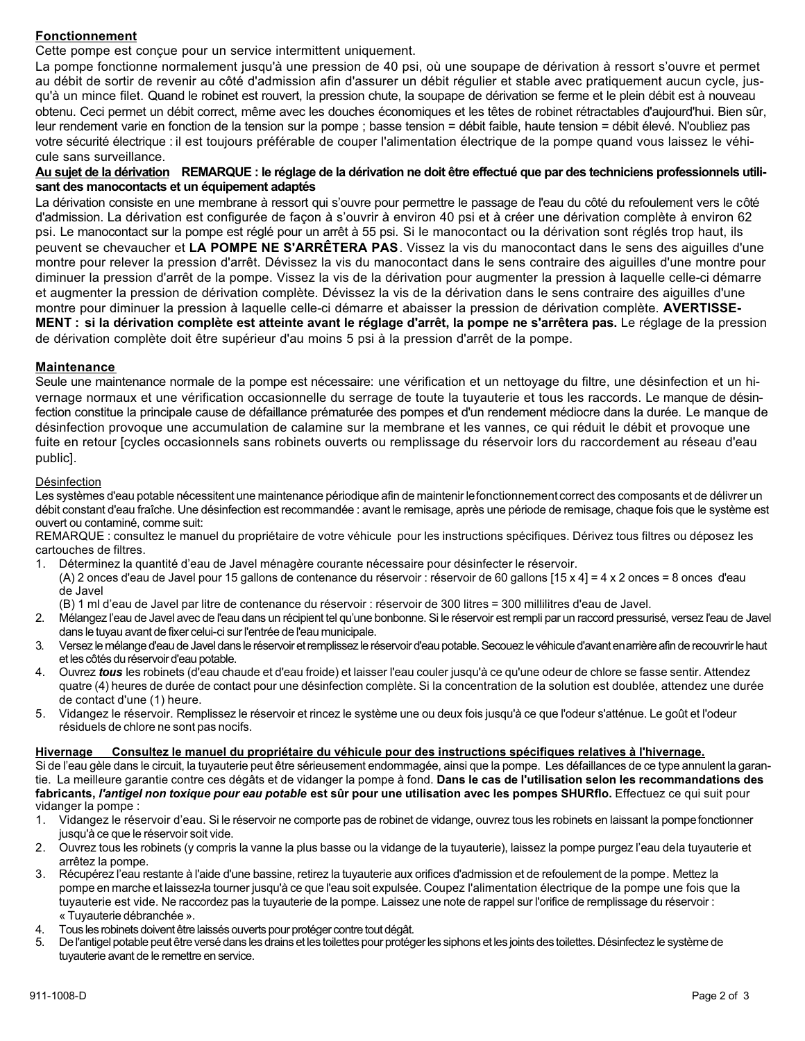## Fonctionnement

Cette pompe est conçue pour un service intermittent uniquement.

La pompe fonctionne normalement jusqu'à une pression de 40 psi, où une soupape de dérivation à ressort s'ouvre et permet au débit de sortir de revenir au côté d'admission afin d'assurer un débit régulier et stable avec pratiquement aucun cycle, jusqu'à un mince filet. Quand le robinet est rouvert, la pression chute, la soupape de dérivation se ferme et le plein débit est à nouveau obtenu. Ceci permet un débit correct, même avec les douches économiques et les têtes de robinet rétractables d'aujourd'hui. Bien sûr, leur rendement varie en fonction de la tension sur la pompe ; basse tension = débit faible, haute tension = débit élevé. N'oubliez pas votre sécurité électrique : il est toujours préférable de couper l'alimentation électrique de la pompe quand vous laissez le véhicule sans surveillance.

**Au sujet de la dérivation** **REMARQUE : le réglage de la dérivation ne doit être effectué que par des techniciens professionnels utilisant des manocontacts et un équipement adaptés**

La dérivation consiste en une membrane à ressort qui s'ouvre pour permettre le passage de l'eau du côté du refoulement vers le côté d'admission. La dérivation est configurée de façon à s'ouvrir à environ 40 psi et à créer une dérivation complète à environ 62 psi. Le manocontact sur la pompe est réglé pour un arrêt à 55 psi. Si le manocontact ou la dérivation sont réglés trop haut, ils peuvent se chevaucher et **LA POMPE NE S'ARRÊTERA PAS**. Vissez la vis du manocontact dans le sens des aiguilles d'une montre pour relever la pression d'arrêt. Dévissez la vis du manocontact dans le sens contraire des aiguilles d'une montre pour diminuer la pression d'arrêt de la pompe. Vissez la vis de la dérivation pour augmenter la pression à laquelle celle-ci démarre et augmenter la pression de dérivation complète. Dévissez la vis de la dérivation dans le sens contraire des aiguilles d'une montre pour diminuer la pression à laquelle celle-ci démarre et abaisser la pression de dérivation complète. **AVERTISSEMENT : si la dérivation complète est atteinte avant le réglage d'arrêt, la pompe ne s'arrêtera pas.** Le réglage de la pression de dérivation complète doit être supérieur d'au moins 5 psi à la pression d'arrêt de la pompe.

## Maintenance

Seule une maintenance normale de la pompe est nécessaire: une vérification et un nettoyage du filtre, une désinfection et un hivernage normaux et une vérification occasionnelle du serrage de toute la tuyauterie et tous les raccords. Le manque de désinfection constitue la principale cause de défaillance prématurée des pompes et d'un rendement médiocre dans la durée. Le manque de désinfection provoque une accumulation de calamine sur la membrane et les vannes, ce qui réduit le débit et provoque une fuite en retour [cycles occasionnels sans robinets ouverts ou remplissage du réservoir lors du raccordement au réseau d'eau public].

### Désinfection

Les systèmes d'eau potable nécessitent une maintenance périodique afin de maintenir le fonctionnement correct des composants et de délivrer un débit constant d'eau fraîche. Une désinfection est recommandée : avant le remisage, après une période de remisage, chaque fois que le système est ouvert ou contaminé, comme suit:

REMARQUE : consultez le manuel du propriétaire de votre véhicule pour les instructions spécifiques. Dérivez tous filtres ou déposez les cartouches de filtres.

1. Déterminez la quantité d'eau de Javel ménagère courante nécessaire pour désinfecter le réservoir.
   (A) 2 onces d'eau de Javel pour 15 gallons de contenance du réservoir : réservoir de 60 gallons [15 x 4] = 4 x 2 onces = 8 onces d'eau de Javel
   (B) 1 ml d'eau de Javel par litre de contenance du réservoir : réservoir de 300 litres = 300 millilitres d'eau de Javel.
2. Mélangez l'eau de Javel avec de l'eau dans un récipient tel qu'une bonbonne. Si le réservoir est rempli par un raccord pressurisé, versez l'eau de Javel dans le tuyau avant de fixer celui-ci sur l'entrée de l'eau municipale.
3. Versez le mélange d'eau de Javel dans le réservoir et remplissez le réservoir d'eau potable. Secouez le véhicule d'avant en arrière afin de recouvrir le haut et les côtés du réservoir d'eau potable.
4. Ouvrez ***tous*** les robinets (d'eau chaude et d'eau froide) et laisser l'eau couler jusqu'à ce qu'une odeur de chlore se fasse sentir. Attendez quatre (4) heures de durée de contact pour une désinfection complète. Si la concentration de la solution est doublée, attendez une durée de contact d'une (1) heure.
5. Vidangez le réservoir. Remplissez le réservoir et rincez le système une ou deux fois jusqu'à ce que l'odeur s'atténue. Le goût et l'odeur résiduels de chlore ne sont pas nocifs.

**Hivernage** **Consultez le manuel du propriétaire du véhicule pour des instructions spécifiques relatives à l'hivernage.**

Si de l'eau gèle dans le circuit, la tuyauterie peut être sérieusement endommagée, ainsi que la pompe. Les défaillances de ce type annulent la garantie. La meilleure garantie contre ces dégâts et de vidanger la pompe à fond. **Dans le cas de l'utilisation selon les recommandations des fabricants, *l'antigel non toxique pour eau potable* est sûr pour une utilisation avec les pompes SHURflo.** Effectuez ce qui suit pour vidanger la pompe :

1. Vidangez le réservoir d'eau. Si le réservoir ne comporte pas de robinet de vidange, ouvrez tous les robinets en laissant la pompe fonctionner jusqu'à ce que le réservoir soit vide.
2. Ouvrez tous les robinets (y compris la vanne la plus basse ou la vidange de la tuyauterie), laissez la pompe purgez l'eau de la tuyauterie et arrêtez la pompe.
3. Récupérez l'eau restante à l'aide d'une bassine, retirez la tuyauterie aux orifices d'admission et de refoulement de la pompe. Mettez la pompe en marche et laissez-la tourner jusqu'à ce que l'eau soit expulsée. Coupez l'alimentation électrique de la pompe une fois que la tuyauterie est vide. Ne raccordez pas la tuyauterie de la pompe. Laissez une note de rappel sur l'orifice de remplissage du réservoir : « Tuyauterie débranchée ».
4. Tous les robinets doivent être laissés ouverts pour protéger contre tout dégât.
5. De l'antigel potable peut être versé dans les drains et les toilettes pour protéger les siphons et les joints des toilettes. Désinfectez le système de tuyauterie avant de le remettre en service.

911-1008-D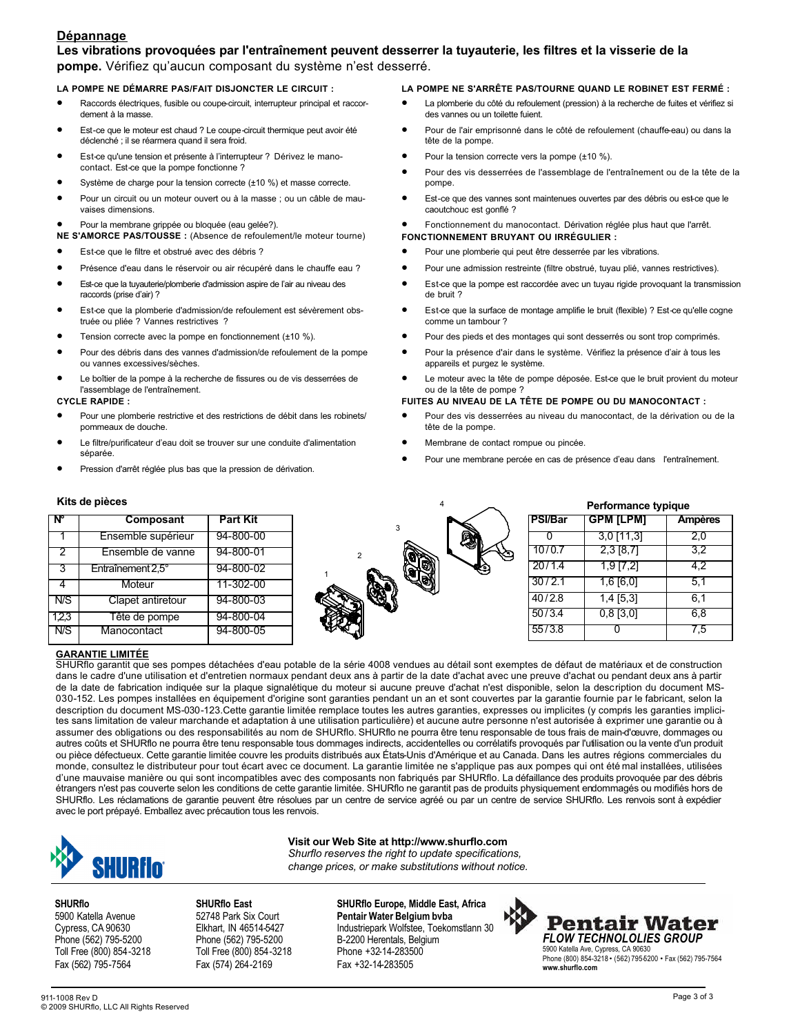## Dépannage

**Les vibrations provoquées par l'entraînement peuvent desserrer la tuyauterie, les filtres et la visserie de la pompe.** Vérifiez qu'aucun composant du système n'est desserré.

### LA POMPE NE DÉMARRE PAS/FAIT DISJONCTER LE CIRCUIT :

- Raccords électriques, fusible ou coupe-circuit, interrupteur principal et raccordement à la masse.
- Est-ce que le moteur est chaud ? Le coupe-circuit thermique peut avoir été déclenché ; il se réarmera quand il sera froid.
- Est-ce qu'une tension et présente à l'interrupteur ? Dérivez le manocontact. Est-ce que la pompe fonctionne ?
- Système de charge pour la tension correcte (±10 %) et masse correcte.
- Pour un circuit ou un moteur ouvert ou à la masse ; ou un câble de mauvaises dimensions.
- Pour la membrane grippée ou bloquée (eau gelée?).

### NE S'AMORCE PAS/TOUSSE : (Absence de refoulement/le moteur tourne)

- Est-ce que le filtre et obstrué avec des débris ?
- Présence d'eau dans le réservoir ou air récupéré dans le chauffe eau ?
- Est-ce que la tuyauterie/plomberie d'admission aspire de l'air au niveau des raccords (prise d'air) ?
- Est-ce que la plomberie d'admission/de refoulement est sévèrement obstruée ou pliée ? Vannes restrictives ?
- Tension correcte avec la pompe en fonctionnement (±10 %).
- Pour des débris dans des vannes d'admission/de refoulement de la pompe ou vannes excessives/sèches.
- Le boîtier de la pompe à la recherche de fissures ou de vis desserrées de l'assemblage de l'entraînement.

### CYCLE RAPIDE :

- Pour une plomberie restrictive et des restrictions de débit dans les robinets/pommeaux de douche.
- Le filtre/purificateur d'eau doit se trouver sur une conduite d'alimentation séparée.
- Pression d'arrêt réglée plus bas que la pression de dérivation.

### LA POMPE NE S'ARRÊTE PAS/TOURNE QUAND LE ROBINET EST FERMÉ :

- La plomberie du côté du refoulement (pression) à la recherche de fuites et vérifiez si des vannes ou un toilette fuient.
- Pour de l'air emprisonné dans le côté de refoulement (chauffe-eau) ou dans la tête de la pompe.
- Pour la tension correcte vers la pompe (±10 %).
- Pour des vis desserrées de l'assemblage de l'entraînement ou de la tête de la pompe.
- Est-ce que des vannes sont maintenues ouvertes par des débris ou est-ce que le caoutchouc est gonflé ?
- Fonctionnement du manocontact. Dérivation réglée plus haut que l'arrêt.

### FONCTIONNEMENT BRUYANT OU IRRÉGULIER :

- Pour une plomberie qui peut être desserrée par les vibrations.
- Pour une admission restreinte (filtre obstrué, tuyau plié, vannes restrictives).
- Est-ce que la pompe est raccordée avec un tuyau rigide provoquant la transmission de bruit ?
- Est-ce que la surface de montage amplifie le bruit (flexible) ? Est-ce qu'elle cogne comme un tambour ?
- Pour des pieds et des montages qui sont desserrés ou sont trop comprimés.
- Pour la présence d'air dans le système. Vérifiez la présence d'air à tous les appareils et purgez le système.
- Le moteur avec la tête de pompe déposée. Est-ce que le bruit provient du moteur ou de la tête de pompe ?

### FUITES AU NIVEAU DE LA TÊTE DE POMPE OU DU MANOCONTACT :

- Pour des vis desserrées au niveau du manocontact, de la dérivation ou de la tête de la pompe.
- Membrane de contact rompue ou pincée.
- Pour une membrane percée en cas de présence d'eau dans l'entraînement.

### Kits de pièces

| N° | Composant | Part Kit |
|---|---|---|
| 1 | Ensemble supérieur | 94-800-00 |
| 2 | Ensemble de vanne | 94-800-01 |
| 3 | Entraînement 2,5° | 94-800-02 |
| 4 | Moteur | 11-302-00 |
| N/S | Clapet antiretour | 94-800-03 |
| 1,2,3 | Tête de pompe | 94-800-04 |
| N/S | Manocontact | 94-800-05 |

1
2
3
4

### Performance typique

| PSI/Bar | GPM [LPM] | Ampères |
|---|---|---|
| 0 | 3,0 [11,3] | 2,0 |
| 10 / 0.7 | 2,3 [8,7] | 3,2 |
| 20 / 1.4 | 1,9 [7,2] | 4,2 |
| 30 / 2.1 | 1,6 [6,0] | 5,1 |
| 40 / 2.8 | 1,4 [5,3] | 6,1 |
| 50 / 3.4 | 0,8 [3,0] | 6,8 |
| 55 / 3.8 | 0 | 7,5 |

### GARANTIE LIMITÉE

SHURflo garantit que ses pompes détachées d'eau potable de la série 4008 vendues au détail sont exemptes de défaut de matériaux et de construction dans le cadre d'une utilisation et d'entretien normaux pendant deux ans à partir de la date d'achat avec une preuve d'achat ou pendant deux ans à partir de la date de fabrication indiquée sur la plaque signalétique du moteur si aucune preuve d'achat n'est disponible, selon la description du document MS-030-152. Les pompes installées en équipement d'origine sont garanties pendant un an et sont couvertes par la garantie fournie par le fabricant, selon la description du document MS-030-123.Cette garantie limitée remplace toutes les autres garanties, expresses ou implicites (y compris les garanties implicites sans limitation de valeur marchande et adaptation à une utilisation particulière) et aucune autre personne n'est autorisée à exprimer une garantie ou à assumer des obligations ou des responsabilités au nom de SHURflo. SHURflo ne pourra être tenu responsable de tous frais de main-d'œuvre, dommages ou autres coûts et SHURflo ne pourra être tenu responsable tous dommages indirects, accidentelles ou corrélatifs provoqués par l'utilisation ou la vente d'un produit ou pièce défectueux. Cette garantie limitée couvre les produits distribués aux États-Unis d'Amérique et au Canada. Dans les autres régions commerciales du monde, consultez le distributeur pour tout écart avec ce document. La garantie limitée ne s'applique pas aux pompes qui ont été mal installées, utilisées d'une mauvaise manière ou qui sont incompatibles avec des composants non fabriqués par SHURflo. La défaillance des produits provoquée par des débris étrangers n'est pas couverte selon les conditions de cette garantie limitée. SHURflo ne garantit pas de produits physiquement endommagés ou modifiés hors de SHURflo. Les réclamations de garantie peuvent être résolues par un centre de service agréé ou par un centre de service SHURflo. Les renvois sont à expédier avec le port prépayé. Emballez avec précaution tous les renvois.

SHURflo

**Visit our Web Site at http://www.shurflo.com**
*Shurflo reserves the right to update specifications, change prices, or make substitutions without notice.*

**SHURflo**
5900 Katella Avenue
Cypress, CA 90630
Phone (562) 795-5200
Toll Free (800) 854-3218
Fax (562) 795-7564

**SHURflo East**
52748 Park Six Court
Elkhart, IN 46514-5427
Phone (562) 795-5200
Toll Free (800) 854-3218
Fax (574) 264-2169

**SHURflo Europe, Middle East, Africa**
**Pentair Water Belgium bvba**
Industriepark Wolfstee, Toekomstlann 30
B-2200 Herentals, Belgium
Phone +32-14-283500
Fax +32-14-283505

**Pentair Water**
*FLOW TECHNOLOLIES GROUP*
5900 Katella Ave, Cypress, CA 90630
Phone (800) 854-3218 • (562) 795-5200 • Fax (562) 795-7564
**www.shurflo.com**

911-1008 Rev D
© 2009 SHURflo, LLC All Rights Reserved